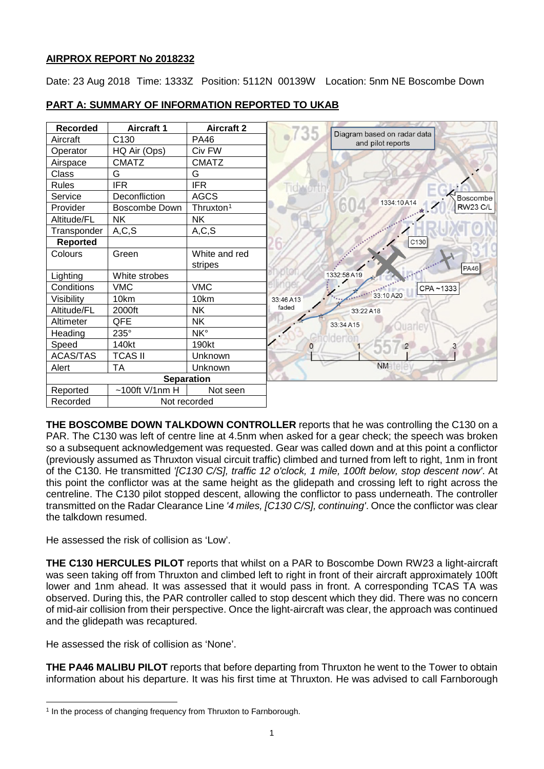**AIRPROX REPORT No 2018232**

Date: 23 Aug 2018 Time: 1333Z Position: 5112N 00139W Location: 5nm NE Boscombe Down

**PART A: SUMMARY OF INFORMATION REPORTED TO UKAB**

| Recorded | Aircraft 1 | Aircraft 2 |
|---|---|---|
| Aircraft | C130 | PA46 |
| Operator | HQ Air (Ops) | Civ FW |
| Airspace | CMATZ | CMATZ |
| Class | G | G |
| Rules | IFR | IFR |
| Service | Deconfliction | AGCS |
| Provider | Boscombe Down | Thruxton[1] |
| Altitude/FL | NK | NK |
| Transponder | A,C,S | A,C,S |
| **Reported** | | |
| Colours | Green | White and red stripes |
| Lighting | White strobes | |
| Conditions | VMC | VMC |
| Visibility | 10km | 10km |
| Altitude/FL | 2000ft | NK |
| Altimeter | QFE | NK |
| Heading | 235° | NK° |
| Speed | 140kt | 190kt |
| ACAS/TAS | TCAS II | Unknown |
| Alert | TA | Unknown |
| **Separation** | | |
| Reported | ~100ft V/1nm H | Not seen |
| Recorded | Not recorded | |

**THE BOSCOMBE DOWN TALKDOWN CONTROLLER** reports that he was controlling the C130 on a PAR. The C130 was left of centre line at 4.5nm when asked for a gear check; the speech was broken so a subsequent acknowledgement was requested. Gear was called down and at this point a conflictor (previously assumed as Thruxton visual circuit traffic) climbed and turned from left to right, 1nm in front of the C130. He transmitted *'[C130 C/S], traffic 12 o'clock, 1 mile, 100ft below, stop descent now'*. At this point the conflictor was at the same height as the glidepath and crossing left to right across the centreline. The C130 pilot stopped descent, allowing the conflictor to pass underneath. The controller transmitted on the Radar Clearance Line *'4 miles, [C130 C/S], continuing'*. Once the conflictor was clear the talkdown resumed.

He assessed the risk of collision as 'Low'.

**THE C130 HERCULES PILOT** reports that whilst on a PAR to Boscombe Down RW23 a light-aircraft was seen taking off from Thruxton and climbed left to right in front of their aircraft approximately 100ft lower and 1nm ahead. It was assessed that it would pass in front. A corresponding TCAS TA was observed. During this, the PAR controller called to stop descent which they did. There was no concern of mid-air collision from their perspective. Once the light-aircraft was clear, the approach was continued and the glidepath was recaptured.

He assessed the risk of collision as 'None'.

**THE PA46 MALIBU PILOT** reports that before departing from Thruxton he went to the Tower to obtain information about his departure. It was his first time at Thruxton. He was advised to call Farnborough

[1] In the process of changing frequency from Thruxton to Farnborough.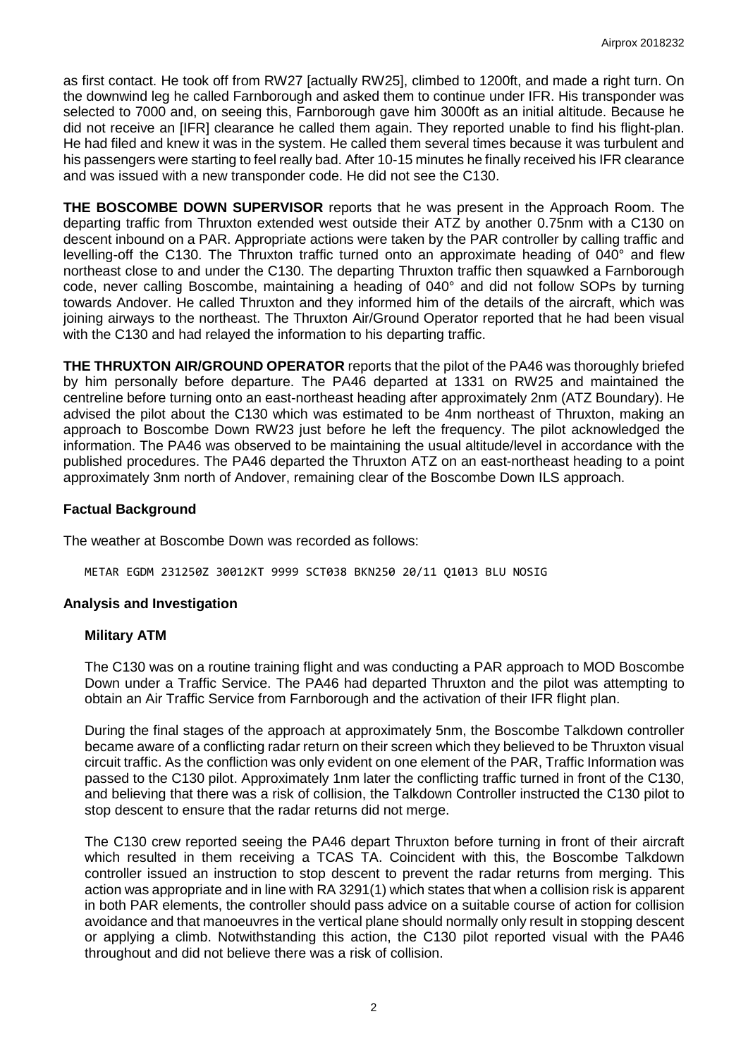as first contact. He took off from RW27 [actually RW25], climbed to 1200ft, and made a right turn. On the downwind leg he called Farnborough and asked them to continue under IFR. His transponder was selected to 7000 and, on seeing this, Farnborough gave him 3000ft as an initial altitude. Because he did not receive an [IFR] clearance he called them again. They reported unable to find his flight-plan. He had filed and knew it was in the system. He called them several times because it was turbulent and his passengers were starting to feel really bad. After 10-15 minutes he finally received his IFR clearance and was issued with a new transponder code. He did not see the C130.

**THE BOSCOMBE DOWN SUPERVISOR** reports that he was present in the Approach Room. The departing traffic from Thruxton extended west outside their ATZ by another 0.75nm with a C130 on descent inbound on a PAR. Appropriate actions were taken by the PAR controller by calling traffic and levelling-off the C130. The Thruxton traffic turned onto an approximate heading of 040° and flew northeast close to and under the C130. The departing Thruxton traffic then squawked a Farnborough code, never calling Boscombe, maintaining a heading of 040° and did not follow SOPs by turning towards Andover. He called Thruxton and they informed him of the details of the aircraft, which was joining airways to the northeast. The Thruxton Air/Ground Operator reported that he had been visual with the C130 and had relayed the information to his departing traffic.

**THE THRUXTON AIR/GROUND OPERATOR** reports that the pilot of the PA46 was thoroughly briefed by him personally before departure. The PA46 departed at 1331 on RW25 and maintained the centreline before turning onto an east-northeast heading after approximately 2nm (ATZ Boundary). He advised the pilot about the C130 which was estimated to be 4nm northeast of Thruxton, making an approach to Boscombe Down RW23 just before he left the frequency. The pilot acknowledged the information. The PA46 was observed to be maintaining the usual altitude/level in accordance with the published procedures. The PA46 departed the Thruxton ATZ on an east-northeast heading to a point approximately 3nm north of Andover, remaining clear of the Boscombe Down ILS approach.

## Factual Background

The weather at Boscombe Down was recorded as follows:

```
METAR EGDM 231250Z 30012KT 9999 SCT038 BKN250 20/11 Q1013 BLU NOSIG
```

## Analysis and Investigation

### Military ATM

The C130 was on a routine training flight and was conducting a PAR approach to MOD Boscombe Down under a Traffic Service. The PA46 had departed Thruxton and the pilot was attempting to obtain an Air Traffic Service from Farnborough and the activation of their IFR flight plan.

During the final stages of the approach at approximately 5nm, the Boscombe Talkdown controller became aware of a conflicting radar return on their screen which they believed to be Thruxton visual circuit traffic. As the confliction was only evident on one element of the PAR, Traffic Information was passed to the C130 pilot. Approximately 1nm later the conflicting traffic turned in front of the C130, and believing that there was a risk of collision, the Talkdown Controller instructed the C130 pilot to stop descent to ensure that the radar returns did not merge.

The C130 crew reported seeing the PA46 depart Thruxton before turning in front of their aircraft which resulted in them receiving a TCAS TA. Coincident with this, the Boscombe Talkdown controller issued an instruction to stop descent to prevent the radar returns from merging. This action was appropriate and in line with RA 3291(1) which states that when a collision risk is apparent in both PAR elements, the controller should pass advice on a suitable course of action for collision avoidance and that manoeuvres in the vertical plane should normally only result in stopping descent or applying a climb. Notwithstanding this action, the C130 pilot reported visual with the PA46 throughout and did not believe there was a risk of collision.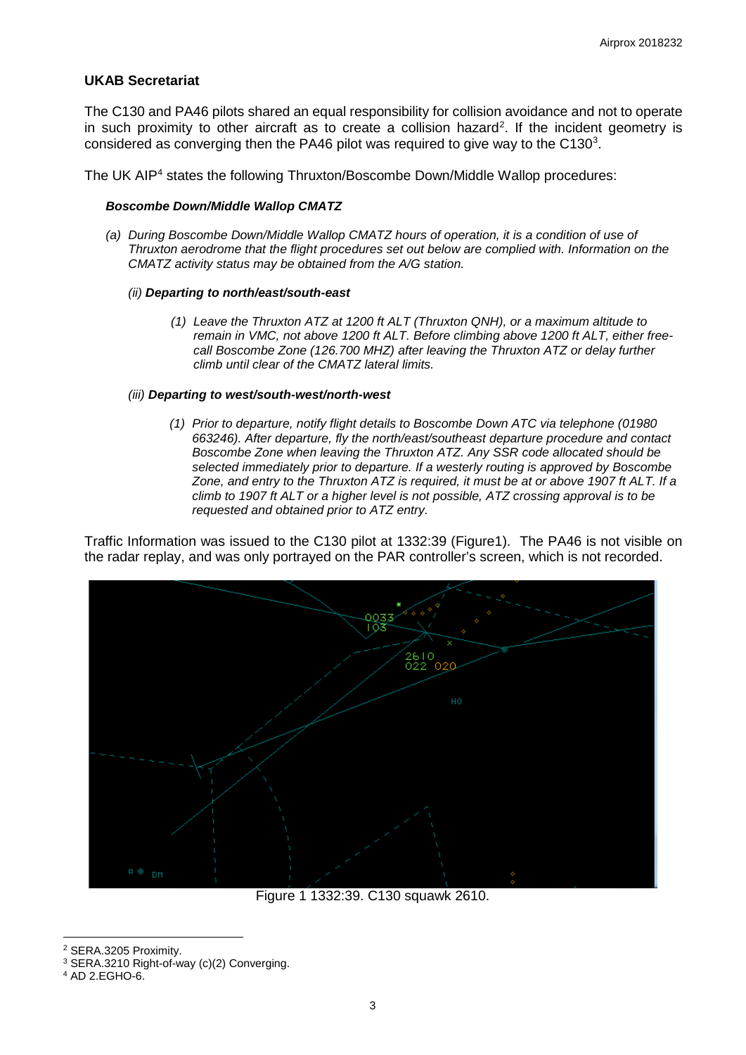## UKAB Secretariat

The C130 and PA46 pilots shared an equal responsibility for collision avoidance and not to operate in such proximity to other aircraft as to create a collision hazard[2]. If the incident geometry is considered as converging then the PA46 pilot was required to give way to the C130[3].

The UK AIP[4] states the following Thruxton/Boscombe Down/Middle Wallop procedures:

***Boscombe Down/Middle Wallop CMATZ***

*(a) During Boscombe Down/Middle Wallop CMATZ hours of operation, it is a condition of use of Thruxton aerodrome that the flight procedures set out below are complied with. Information on the CMATZ activity status may be obtained from the A/G station.*

*(ii)* ***Departing to north/east/south-east***

*(1) Leave the Thruxton ATZ at 1200 ft ALT (Thruxton QNH), or a maximum altitude to remain in VMC, not above 1200 ft ALT. Before climbing above 1200 ft ALT, either free-call Boscombe Zone (126.700 MHZ) after leaving the Thruxton ATZ or delay further climb until clear of the CMATZ lateral limits.*

*(iii)* ***Departing to west/south-west/north-west***

*(1) Prior to departure, notify flight details to Boscombe Down ATC via telephone (01980 663246). After departure, fly the north/east/southeast departure procedure and contact Boscombe Zone when leaving the Thruxton ATZ. Any SSR code allocated should be selected immediately prior to departure. If a westerly routing is approved by Boscombe Zone, and entry to the Thruxton ATZ is required, it must be at or above 1907 ft ALT. If a climb to 1907 ft ALT or a higher level is not possible, ATZ crossing approval is to be requested and obtained prior to ATZ entry.*

Traffic Information was issued to the C130 pilot at 1332:39 (Figure1). The PA46 is not visible on the radar replay, and was only portrayed on the PAR controller's screen, which is not recorded.

Figure 1 1332:39. C130 squawk 2610.

---

[2] SERA.3205 Proximity.

[3] SERA.3210 Right-of-way (c)(2) Converging.

[4] AD 2.EGHO-6.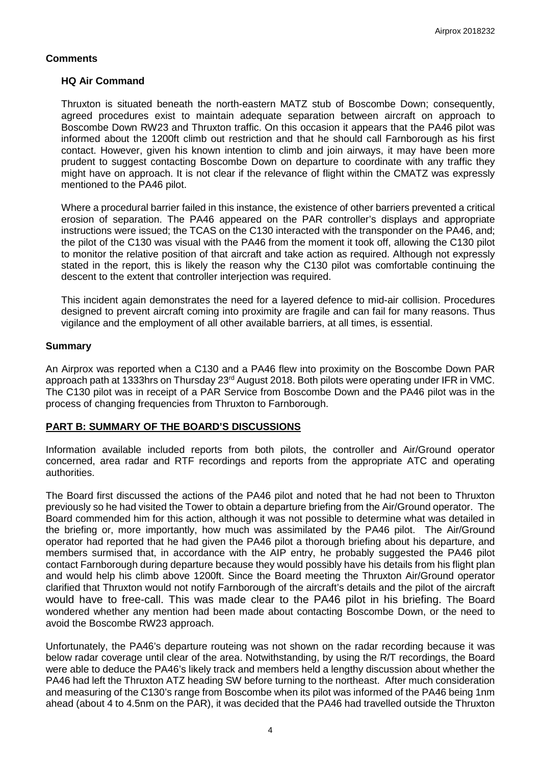## Comments

### HQ Air Command

Thruxton is situated beneath the north-eastern MATZ stub of Boscombe Down; consequently, agreed procedures exist to maintain adequate separation between aircraft on approach to Boscombe Down RW23 and Thruxton traffic. On this occasion it appears that the PA46 pilot was informed about the 1200ft climb out restriction and that he should call Farnborough as his first contact. However, given his known intention to climb and join airways, it may have been more prudent to suggest contacting Boscombe Down on departure to coordinate with any traffic they might have on approach. It is not clear if the relevance of flight within the CMATZ was expressly mentioned to the PA46 pilot.

Where a procedural barrier failed in this instance, the existence of other barriers prevented a critical erosion of separation. The PA46 appeared on the PAR controller's displays and appropriate instructions were issued; the TCAS on the C130 interacted with the transponder on the PA46, and; the pilot of the C130 was visual with the PA46 from the moment it took off, allowing the C130 pilot to monitor the relative position of that aircraft and take action as required. Although not expressly stated in the report, this is likely the reason why the C130 pilot was comfortable continuing the descent to the extent that controller interjection was required.

This incident again demonstrates the need for a layered defence to mid-air collision. Procedures designed to prevent aircraft coming into proximity are fragile and can fail for many reasons. Thus vigilance and the employment of all other available barriers, at all times, is essential.

## Summary

An Airprox was reported when a C130 and a PA46 flew into proximity on the Boscombe Down PAR approach path at 1333hrs on Thursday 23rd August 2018. Both pilots were operating under IFR in VMC. The C130 pilot was in receipt of a PAR Service from Boscombe Down and the PA46 pilot was in the process of changing frequencies from Thruxton to Farnborough.

## PART B: SUMMARY OF THE BOARD'S DISCUSSIONS

Information available included reports from both pilots, the controller and Air/Ground operator concerned, area radar and RTF recordings and reports from the appropriate ATC and operating authorities.

The Board first discussed the actions of the PA46 pilot and noted that he had not been to Thruxton previously so he had visited the Tower to obtain a departure briefing from the Air/Ground operator. The Board commended him for this action, although it was not possible to determine what was detailed in the briefing or, more importantly, how much was assimilated by the PA46 pilot. The Air/Ground operator had reported that he had given the PA46 pilot a thorough briefing about his departure, and members surmised that, in accordance with the AIP entry, he probably suggested the PA46 pilot contact Farnborough during departure because they would possibly have his details from his flight plan and would help his climb above 1200ft. Since the Board meeting the Thruxton Air/Ground operator clarified that Thruxton would not notify Farnborough of the aircraft's details and the pilot of the aircraft would have to free-call. This was made clear to the PA46 pilot in his briefing. The Board wondered whether any mention had been made about contacting Boscombe Down, or the need to avoid the Boscombe RW23 approach.

Unfortunately, the PA46's departure routeing was not shown on the radar recording because it was below radar coverage until clear of the area. Notwithstanding, by using the R/T recordings, the Board were able to deduce the PA46's likely track and members held a lengthy discussion about whether the PA46 had left the Thruxton ATZ heading SW before turning to the northeast. After much consideration and measuring of the C130's range from Boscombe when its pilot was informed of the PA46 being 1nm ahead (about 4 to 4.5nm on the PAR), it was decided that the PA46 had travelled outside the Thruxton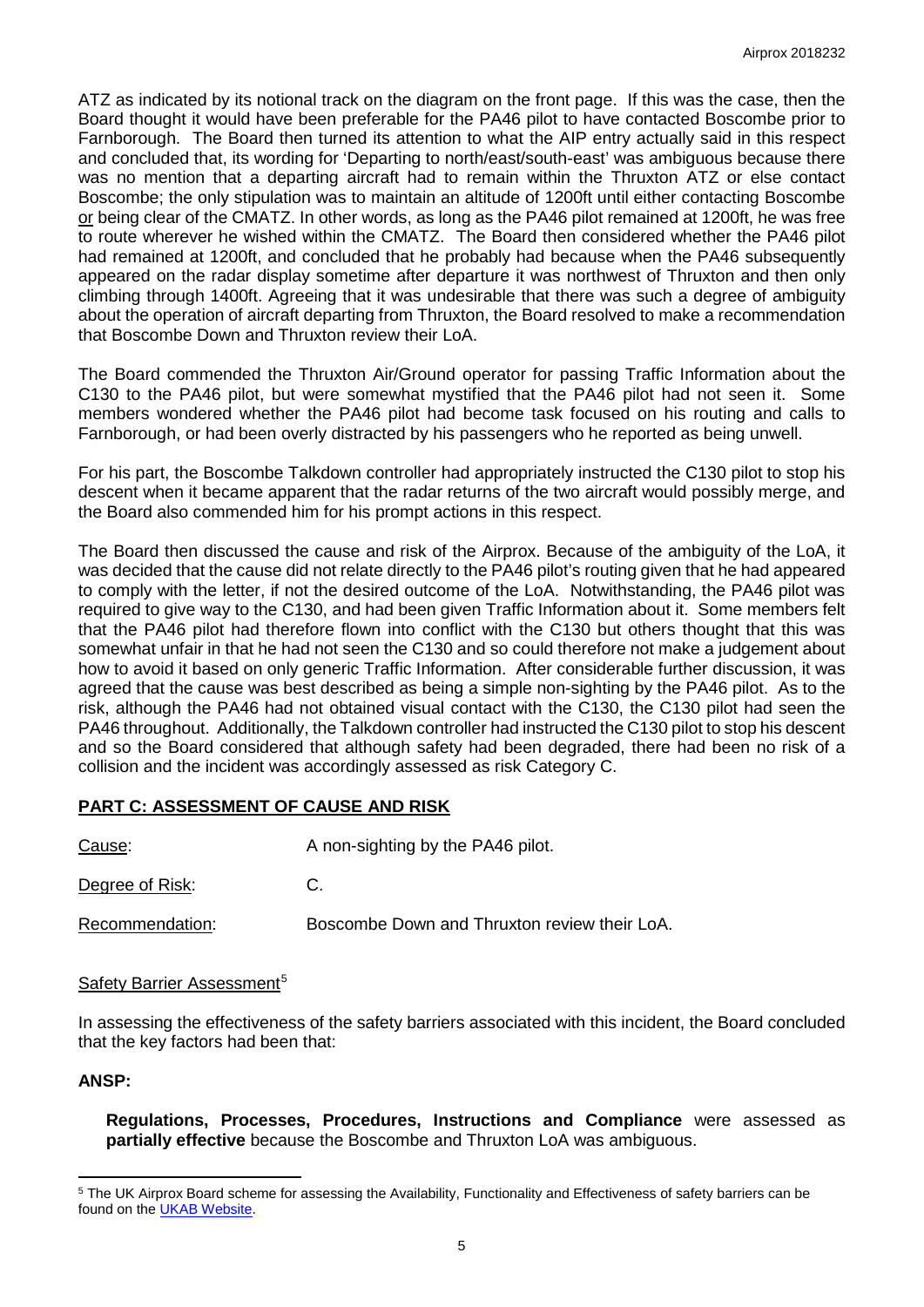ATZ as indicated by its notional track on the diagram on the front page. If this was the case, then the Board thought it would have been preferable for the PA46 pilot to have contacted Boscombe prior to Farnborough. The Board then turned its attention to what the AIP entry actually said in this respect and concluded that, its wording for 'Departing to north/east/south-east' was ambiguous because there was no mention that a departing aircraft had to remain within the Thruxton ATZ or else contact Boscombe; the only stipulation was to maintain an altitude of 1200ft until either contacting Boscombe <u>or</u> being clear of the CMATZ. In other words, as long as the PA46 pilot remained at 1200ft, he was free to route wherever he wished within the CMATZ. The Board then considered whether the PA46 pilot had remained at 1200ft, and concluded that he probably had because when the PA46 subsequently appeared on the radar display sometime after departure it was northwest of Thruxton and then only climbing through 1400ft. Agreeing that it was undesirable that there was such a degree of ambiguity about the operation of aircraft departing from Thruxton, the Board resolved to make a recommendation that Boscombe Down and Thruxton review their LoA.

The Board commended the Thruxton Air/Ground operator for passing Traffic Information about the C130 to the PA46 pilot, but were somewhat mystified that the PA46 pilot had not seen it. Some members wondered whether the PA46 pilot had become task focused on his routing and calls to Farnborough, or had been overly distracted by his passengers who he reported as being unwell.

For his part, the Boscombe Talkdown controller had appropriately instructed the C130 pilot to stop his descent when it became apparent that the radar returns of the two aircraft would possibly merge, and the Board also commended him for his prompt actions in this respect.

The Board then discussed the cause and risk of the Airprox. Because of the ambiguity of the LoA, it was decided that the cause did not relate directly to the PA46 pilot's routing given that he had appeared to comply with the letter, if not the desired outcome of the LoA. Notwithstanding, the PA46 pilot was required to give way to the C130, and had been given Traffic Information about it. Some members felt that the PA46 pilot had therefore flown into conflict with the C130 but others thought that this was somewhat unfair in that he had not seen the C130 and so could therefore not make a judgement about how to avoid it based on only generic Traffic Information. After considerable further discussion, it was agreed that the cause was best described as being a simple non-sighting by the PA46 pilot. As to the risk, although the PA46 had not obtained visual contact with the C130, the C130 pilot had seen the PA46 throughout. Additionally, the Talkdown controller had instructed the C130 pilot to stop his descent and so the Board considered that although safety had been degraded, there had been no risk of a collision and the incident was accordingly assessed as risk Category C.

## PART C: ASSESSMENT OF CAUSE AND RISK

<u>Cause</u>: A non-sighting by the PA46 pilot.

<u>Degree of Risk</u>: C.

<u>Recommendation</u>: Boscombe Down and Thruxton review their LoA.

<u>Safety Barrier Assessment</u>[5]

In assessing the effectiveness of the safety barriers associated with this incident, the Board concluded that the key factors had been that:

**ANSP:**

**Regulations, Processes, Procedures, Instructions and Compliance** were assessed as **partially effective** because the Boscombe and Thruxton LoA was ambiguous.

[5] The UK Airprox Board scheme for assessing the Availability, Functionality and Effectiveness of safety barriers can be found on the UKAB Website.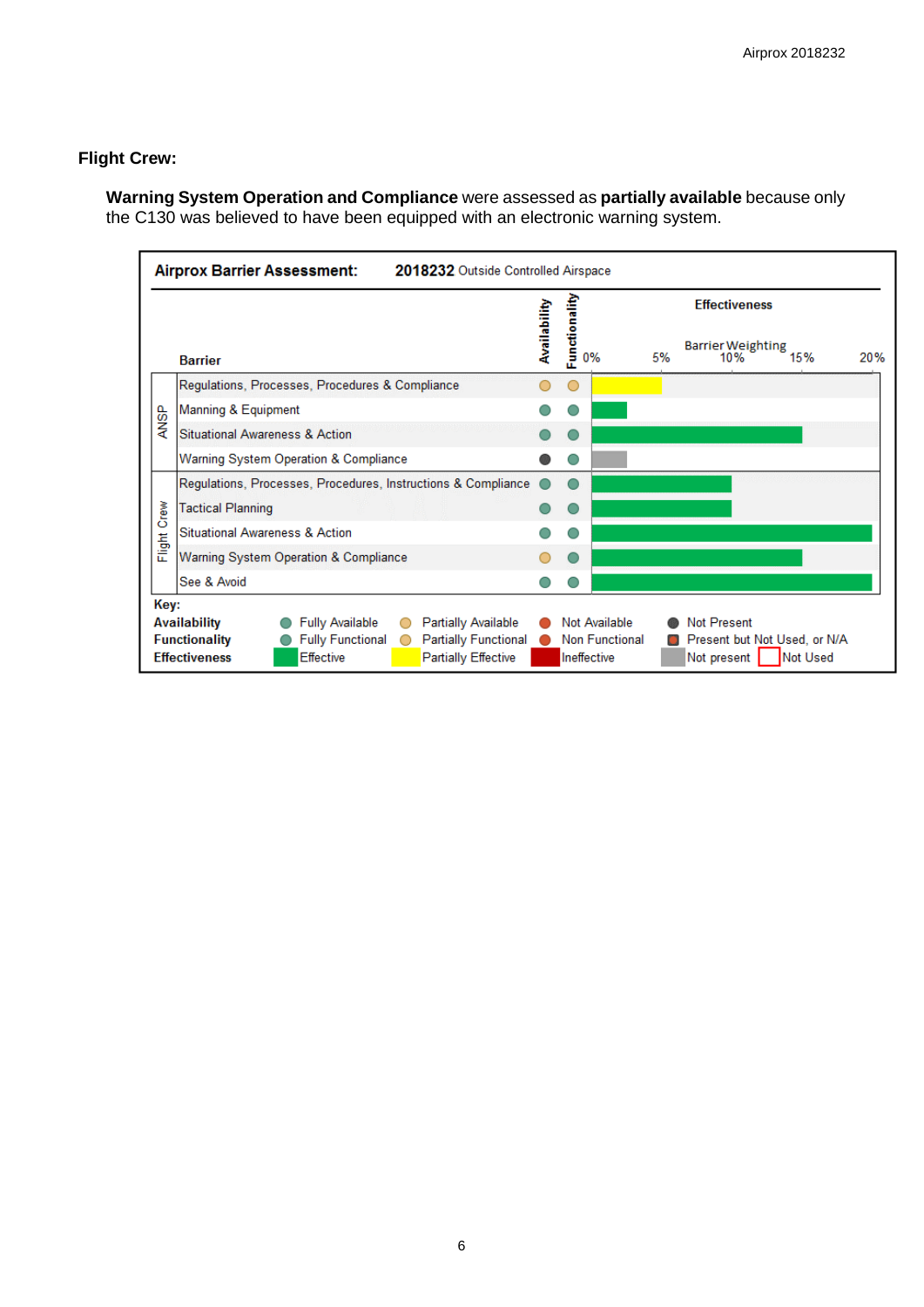**Flight Crew:**

**Warning System Operation and Compliance** were assessed as **partially available** because only the C130 was believed to have been equipped with an electronic warning system.

**Airprox Barrier Assessment:** **2018232** Outside Controlled Airspace

Effectiveness

Barrier Weighting

0% 5% 10% 15% 20%

Barrier | Availability | Functionality

ANSP

Regulations, Processes, Procedures & Compliance

Manning & Equipment

Situational Awareness & Action

Warning System Operation & Compliance

Flight Crew

Regulations, Processes, Procedures, Instructions & Compliance

Tactical Planning

Situational Awareness & Action

Warning System Operation & Compliance

See & Avoid

**Key:**

**Availability** Fully Available | Partially Available | Not Available | Not Present

**Functionality** Fully Functional | Partially Functional | Non Functional | Present but Not Used, or N/A

**Effectiveness** Effective | Partially Effective | Ineffective | Not present | Not Used